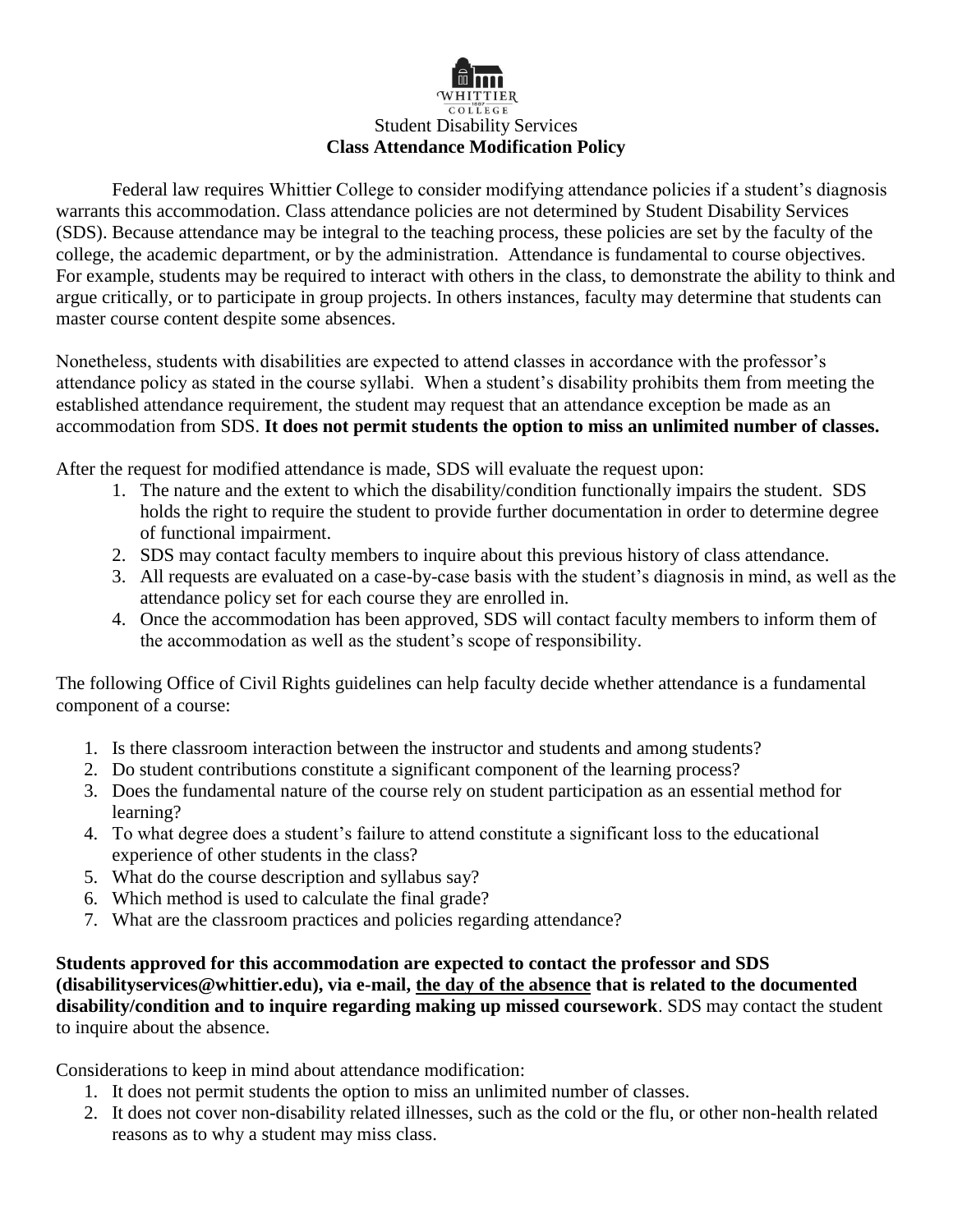WHITTIER COLLEGE

Student Disability Services

**Class Attendance Modification Policy**

Federal law requires Whittier College to consider modifying attendance policies if a student's diagnosis warrants this accommodation. Class attendance policies are not determined by Student Disability Services (SDS). Because attendance may be integral to the teaching process, these policies are set by the faculty of the college, the academic department, or by the administration. Attendance is fundamental to course objectives. For example, students may be required to interact with others in the class, to demonstrate the ability to think and argue critically, or to participate in group projects. In others instances, faculty may determine that students can master course content despite some absences.

Nonetheless, students with disabilities are expected to attend classes in accordance with the professor's attendance policy as stated in the course syllabi. When a student's disability prohibits them from meeting the established attendance requirement, the student may request that an attendance exception be made as an accommodation from SDS. **It does not permit students the option to miss an unlimited number of classes.**

After the request for modified attendance is made, SDS will evaluate the request upon:

1. The nature and the extent to which the disability/condition functionally impairs the student. SDS holds the right to require the student to provide further documentation in order to determine degree of functional impairment.
2. SDS may contact faculty members to inquire about this previous history of class attendance.
3. All requests are evaluated on a case-by-case basis with the student's diagnosis in mind, as well as the attendance policy set for each course they are enrolled in.
4. Once the accommodation has been approved, SDS will contact faculty members to inform them of the accommodation as well as the student's scope of responsibility.

The following Office of Civil Rights guidelines can help faculty decide whether attendance is a fundamental component of a course:

1. Is there classroom interaction between the instructor and students and among students?
2. Do student contributions constitute a significant component of the learning process?
3. Does the fundamental nature of the course rely on student participation as an essential method for learning?
4. To what degree does a student's failure to attend constitute a significant loss to the educational experience of other students in the class?
5. What do the course description and syllabus say?
6. Which method is used to calculate the final grade?
7. What are the classroom practices and policies regarding attendance?

**Students approved for this accommodation are expected to contact the professor and SDS (disabilityservices@whittier.edu), via e-mail, <u>the day of the absence</u> that is related to the documented disability/condition and to inquire regarding making up missed coursework**. SDS may contact the student to inquire about the absence.

Considerations to keep in mind about attendance modification:

1. It does not permit students the option to miss an unlimited number of classes.
2. It does not cover non-disability related illnesses, such as the cold or the flu, or other non-health related reasons as to why a student may miss class.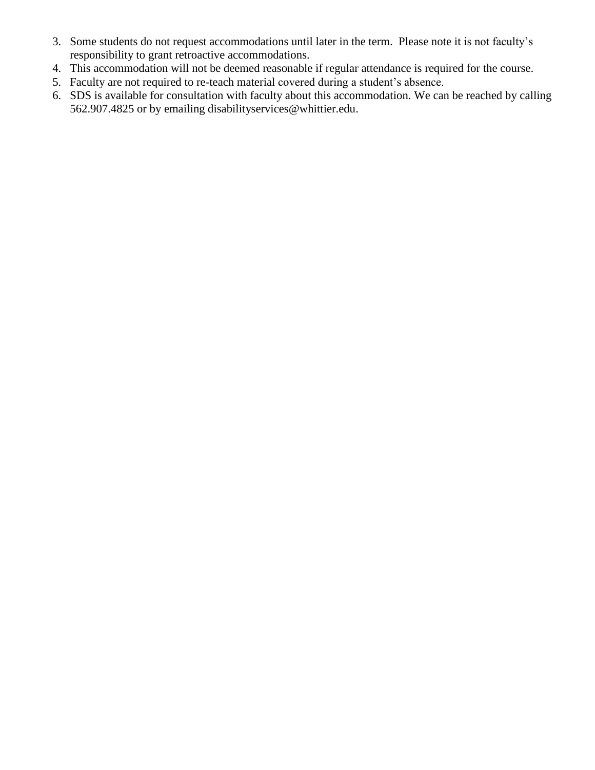3. Some students do not request accommodations until later in the term. Please note it is not faculty's responsibility to grant retroactive accommodations.
4. This accommodation will not be deemed reasonable if regular attendance is required for the course.
5. Faculty are not required to re-teach material covered during a student's absence.
6. SDS is available for consultation with faculty about this accommodation. We can be reached by calling 562.907.4825 or by emailing disabilityservices@whittier.edu.